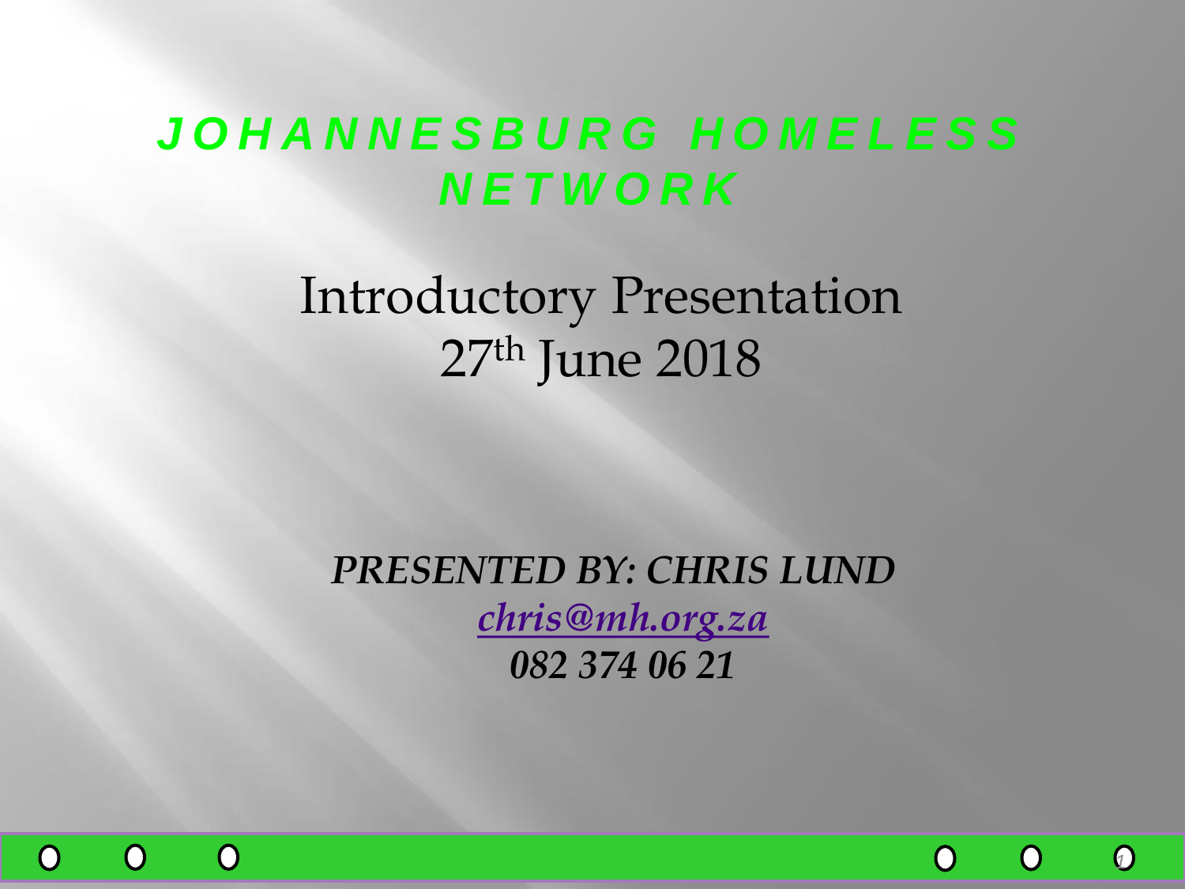# JOHANNESBURG HOMELESS NETWORK

## Introductory Presentation
## 27th June 2018

***PRESENTED BY: CHRIS LUND***

***chris@mh.org.za***

***082 374 06 21***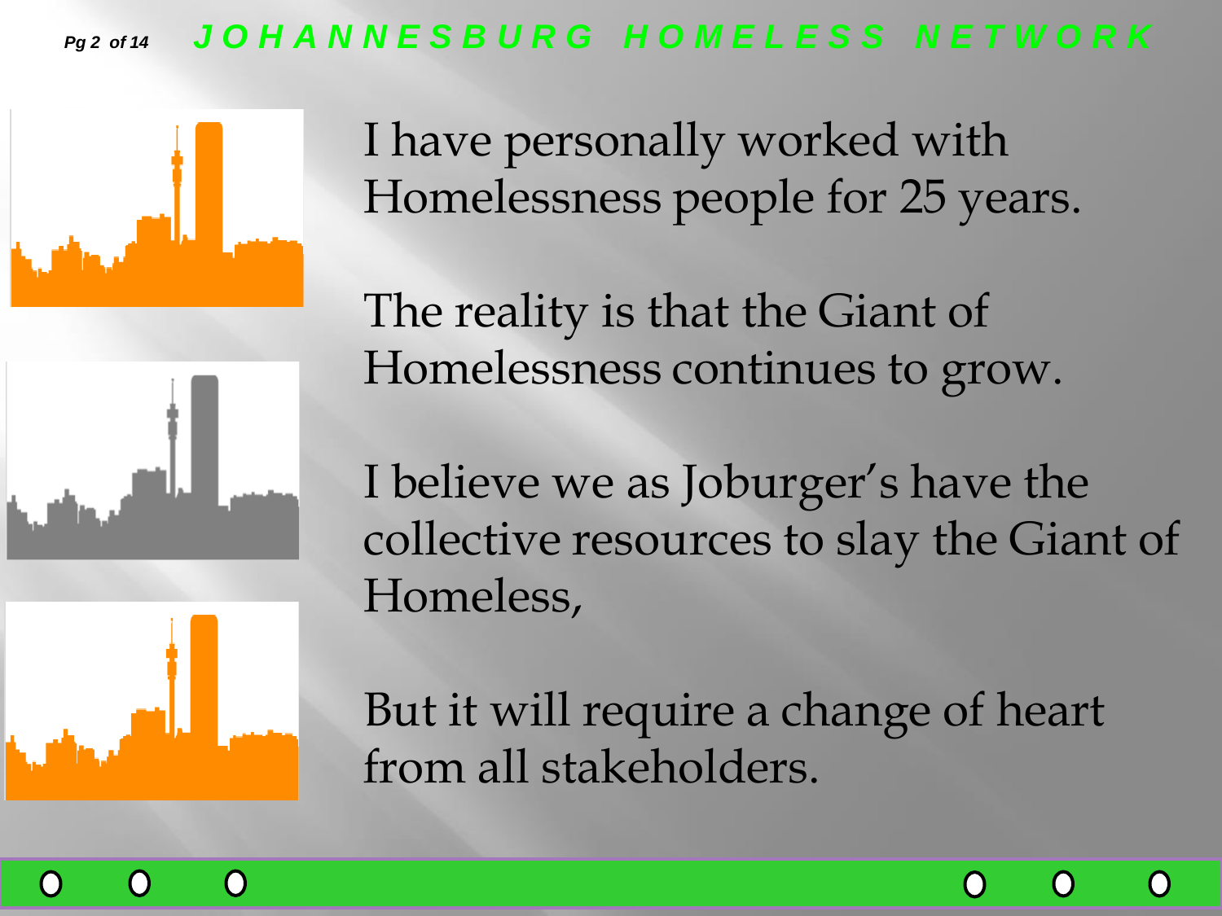I have personally worked with Homelessness people for 25 years.

The reality is that the Giant of Homelessness continues to grow.

I believe we as Joburger's have the collective resources to slay the Giant of Homeless,

But it will require a change of heart from all stakeholders.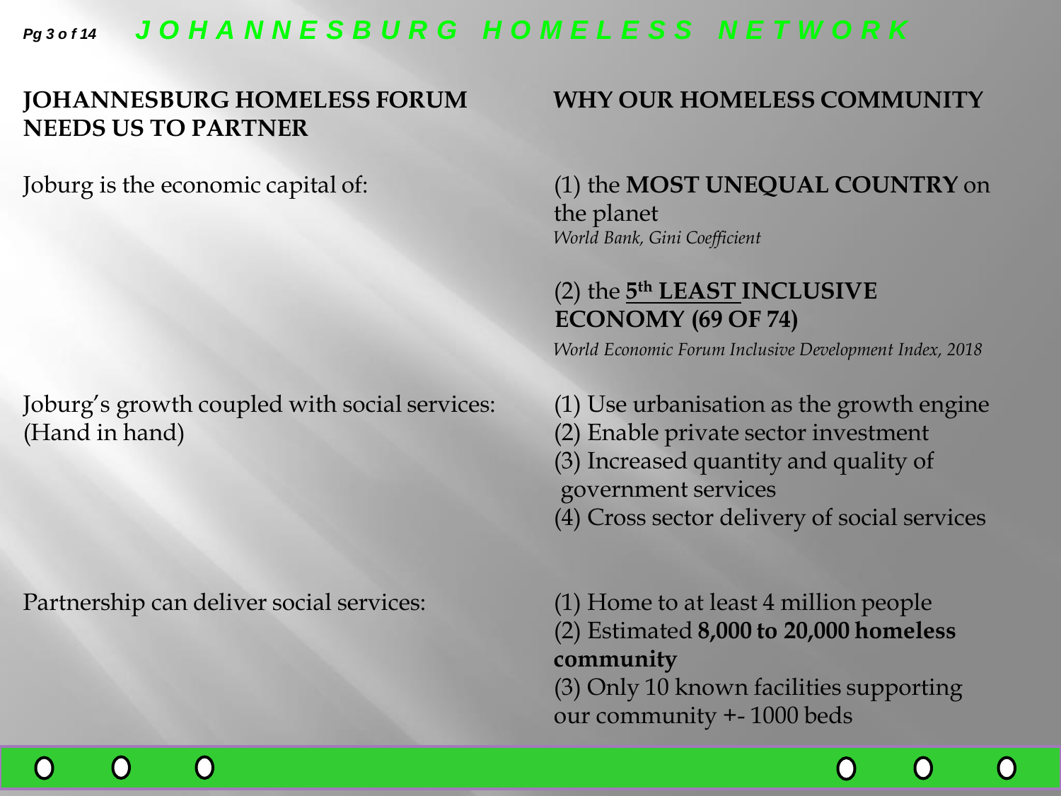## JOHANNESBURG HOMELESS FORUM NEEDS US TO PARTNER

## WHY OUR HOMELESS COMMUNITY

Joburg is the economic capital of:

(1) the **MOST UNEQUAL COUNTRY** on the planet
*World Bank, Gini Coefficient*

(2) the **5th LEAST INCLUSIVE ECONOMY (69 OF 74)**
*World Economic Forum Inclusive Development Index, 2018*

Joburg's growth coupled with social services: (Hand in hand)

(1) Use urbanisation as the growth engine
(2) Enable private sector investment
(3) Increased quantity and quality of government services
(4) Cross sector delivery of social services

Partnership can deliver social services:

(1) Home to at least 4 million people
(2) Estimated **8,000 to 20,000 homeless community**
(3) Only 10 known facilities supporting our community +- 1000 beds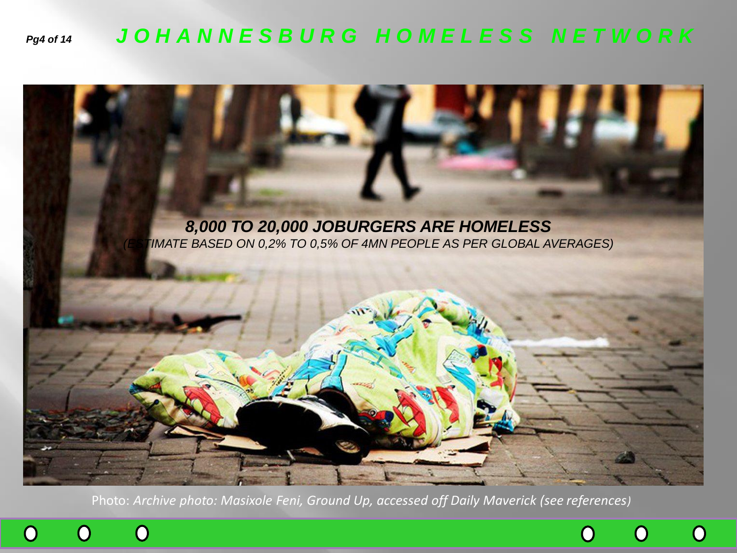**8,000 TO 20,000 JOBURGERS ARE HOMELESS**

*(ESTIMATE BASED ON 0,2% TO 0,5% OF 4MN PEOPLE AS PER GLOBAL AVERAGES)*

Photo: *Archive photo: Masixole Feni, Ground Up, accessed off Daily Maverick (see references)*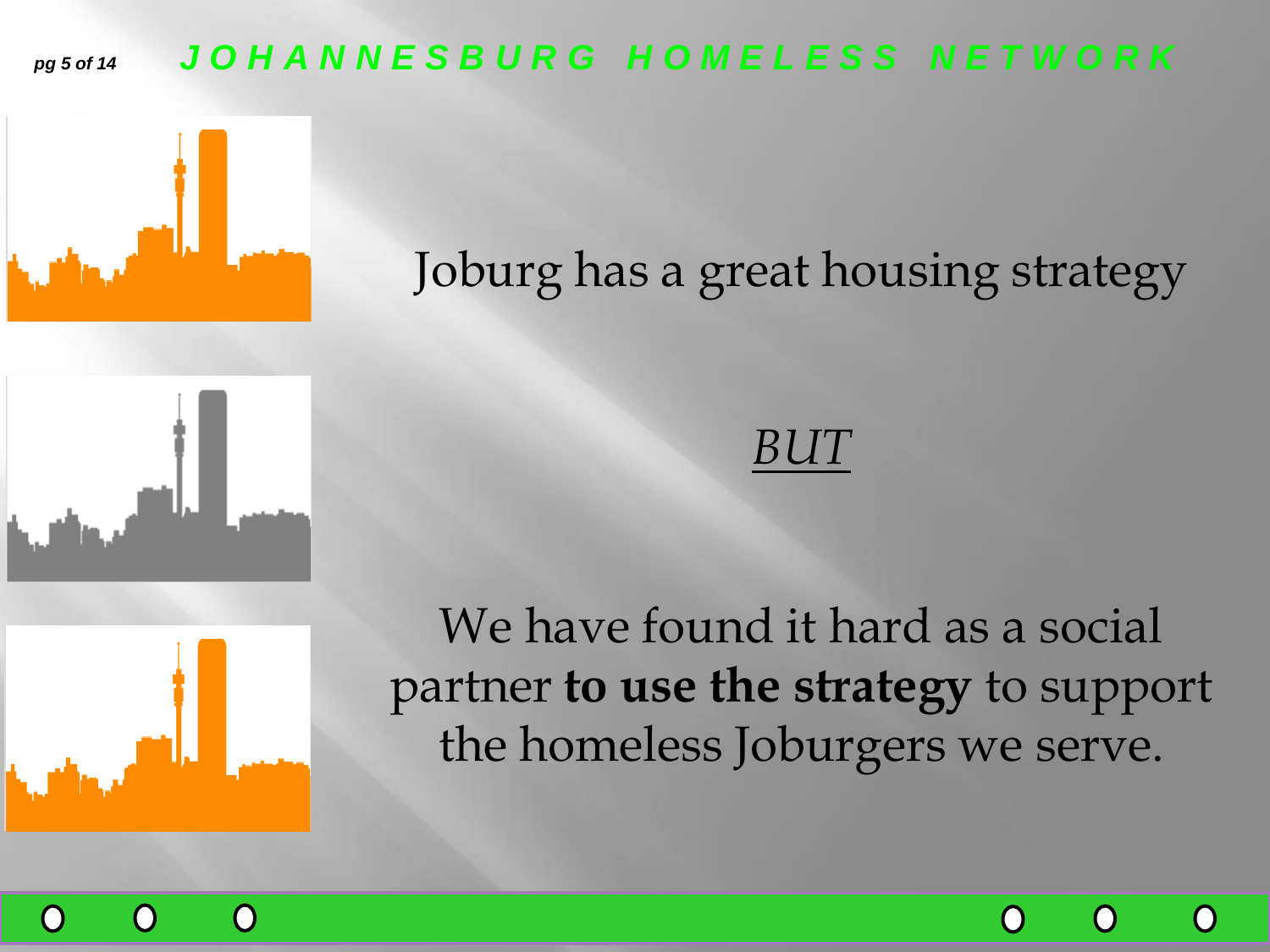Joburg has a great housing strategy

*<u>BUT</u>*

We have found it hard as a social partner **to use the strategy** to support the homeless Joburgers we serve.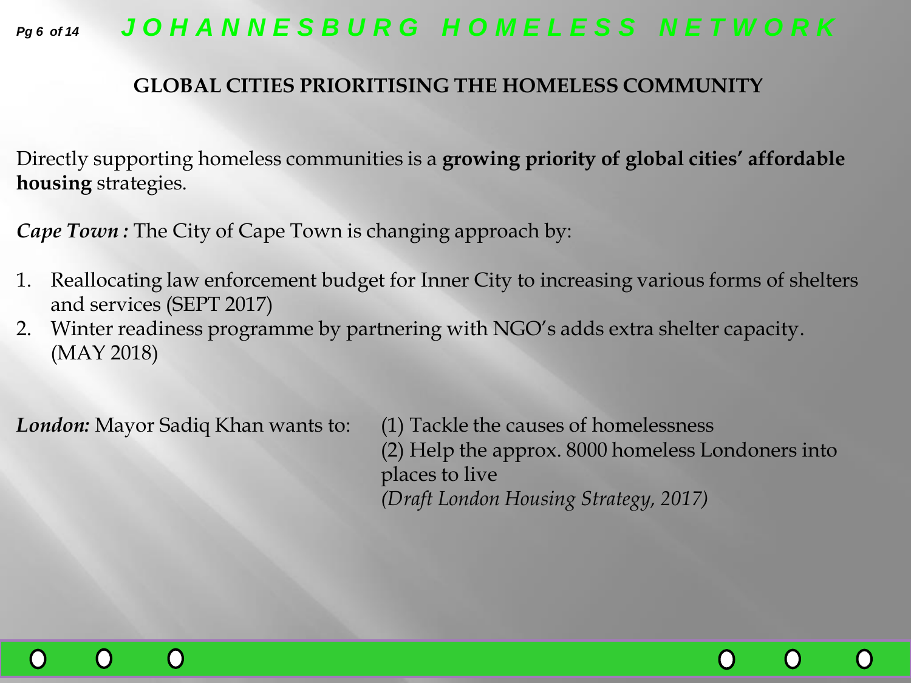## GLOBAL CITIES PRIORITISING THE HOMELESS COMMUNITY

Directly supporting homeless communities is a **growing priority of global cities' affordable housing** strategies.

***Cape Town :*** The City of Cape Town is changing approach by:

1. Reallocating law enforcement budget for Inner City to increasing various forms of shelters and services (SEPT 2017)
2. Winter readiness programme by partnering with NGO's adds extra shelter capacity. (MAY 2018)

***London:*** Mayor Sadiq Khan wants to:

(1) Tackle the causes of homelessness
(2) Help the approx. 8000 homeless Londoners into places to live
*(Draft London Housing Strategy, 2017)*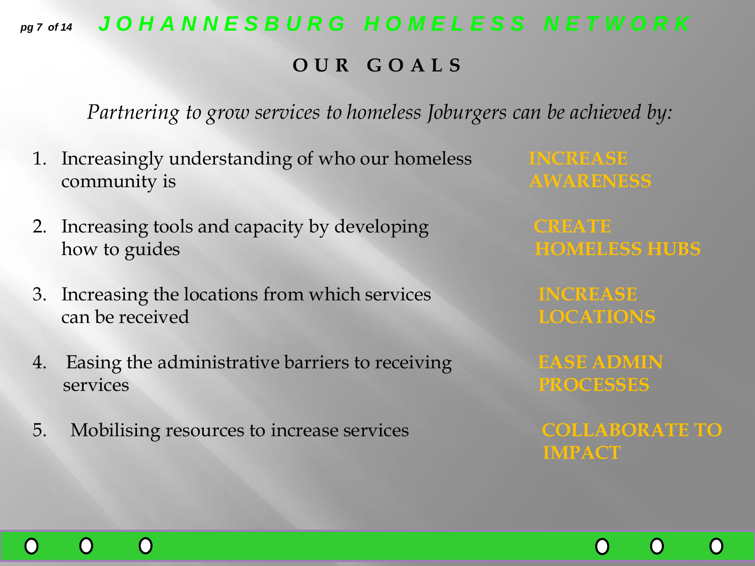## OUR GOALS

*Partnering to grow services to homeless Joburgers can be achieved by:*

| | |
|---|---|
| 1. Increasingly understanding of who our homeless community is | **INCREASE AWARENESS** |
| 2. Increasing tools and capacity by developing how to guides | **CREATE HOMELESS HUBS** |
| 3. Increasing the locations from which services can be received | **INCREASE LOCATIONS** |
| 4. Easing the administrative barriers to receiving services | **EASE ADMIN PROCESSES** |
| 5. Mobilising resources to increase services | **COLLABORATE TO IMPACT** |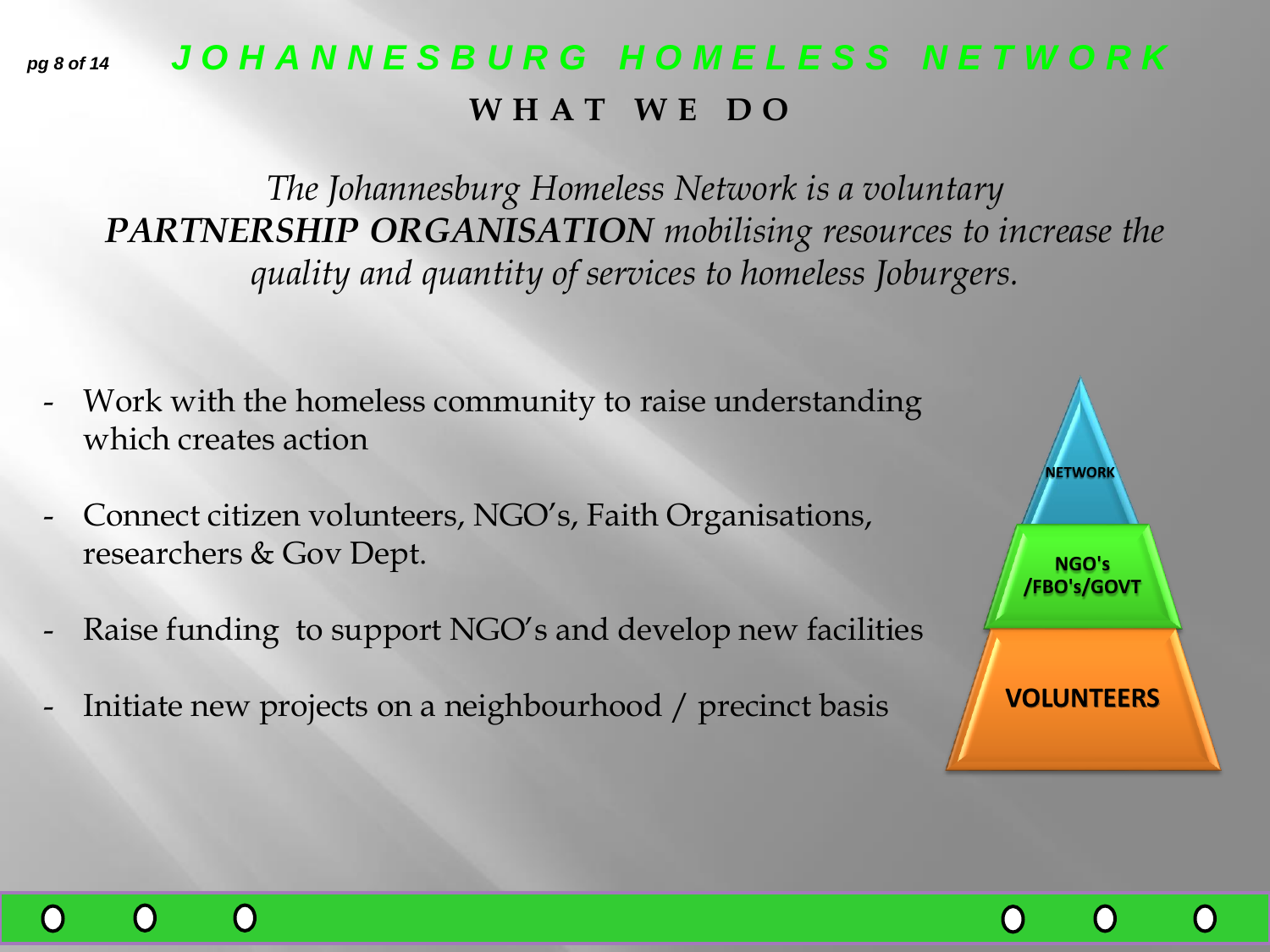# JOHANNESBURG HOMELESS NETWORK

## WHAT WE DO

*The Johannesburg Homeless Network is a voluntary* ***PARTNERSHIP ORGANISATION*** *mobilising resources to increase the quality and quantity of services to homeless Joburgers.*

- Work with the homeless community to raise understanding which creates action
- Connect citizen volunteers, NGO's, Faith Organisations, researchers & Gov Dept.
- Raise funding to support NGO's and develop new facilities
- Initiate new projects on a neighbourhood / precinct basis

NETWORK

NGO's /FBO's/GOVT

VOLUNTEERS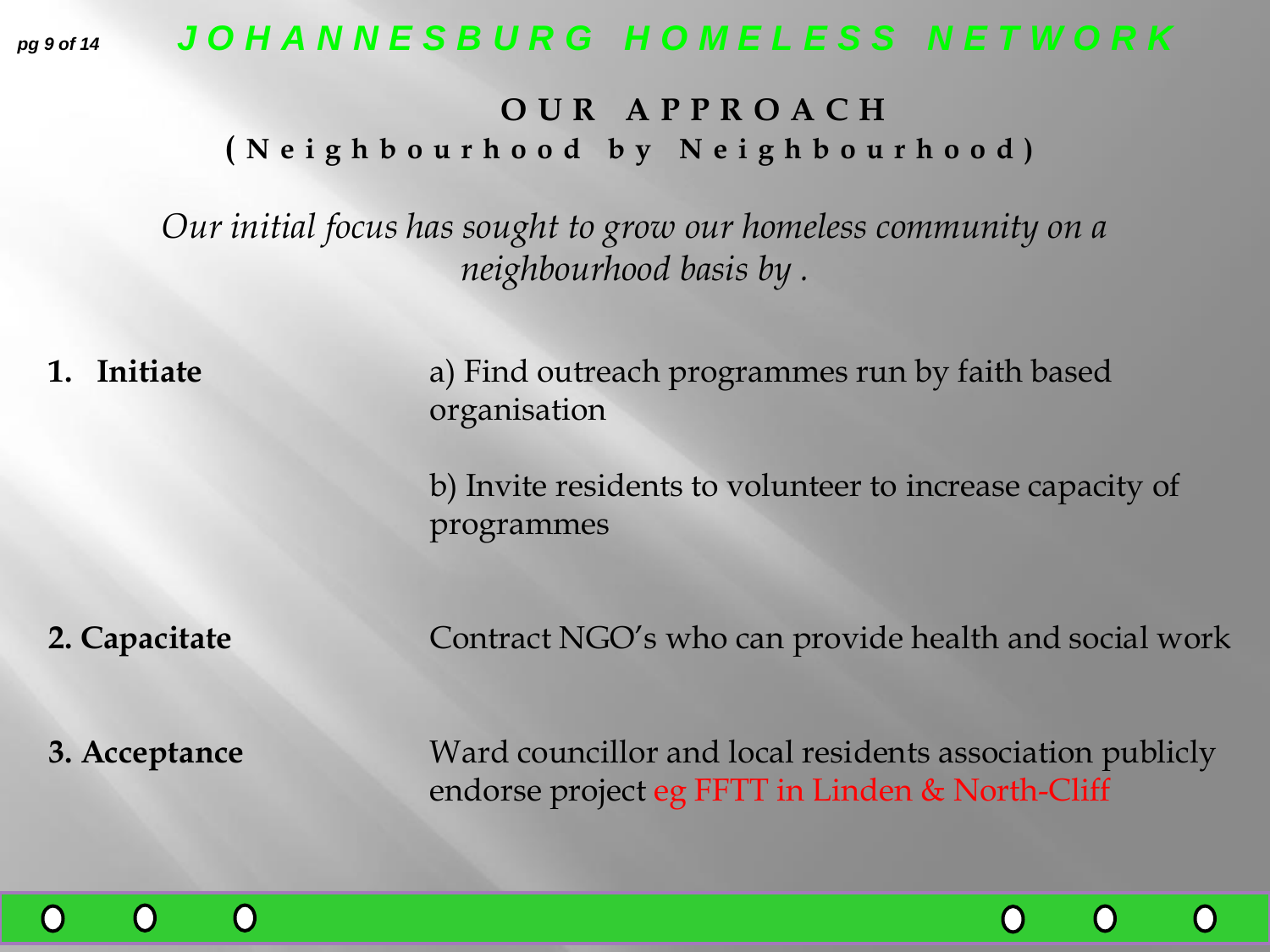# OUR APPROACH

## (Neighbourhood by Neighbourhood)

*Our initial focus has sought to grow our homeless community on a neighbourhood basis by .*

| | |
|---|---|
| **1. Initiate** | a) Find outreach programmes run by faith based organisation |
| | b) Invite residents to volunteer to increase capacity of programmes |
| **2. Capacitate** | Contract NGO's who can provide health and social work |
| **3. Acceptance** | Ward councillor and local residents association publicly endorse project eg FFTT in Linden & North-Cliff |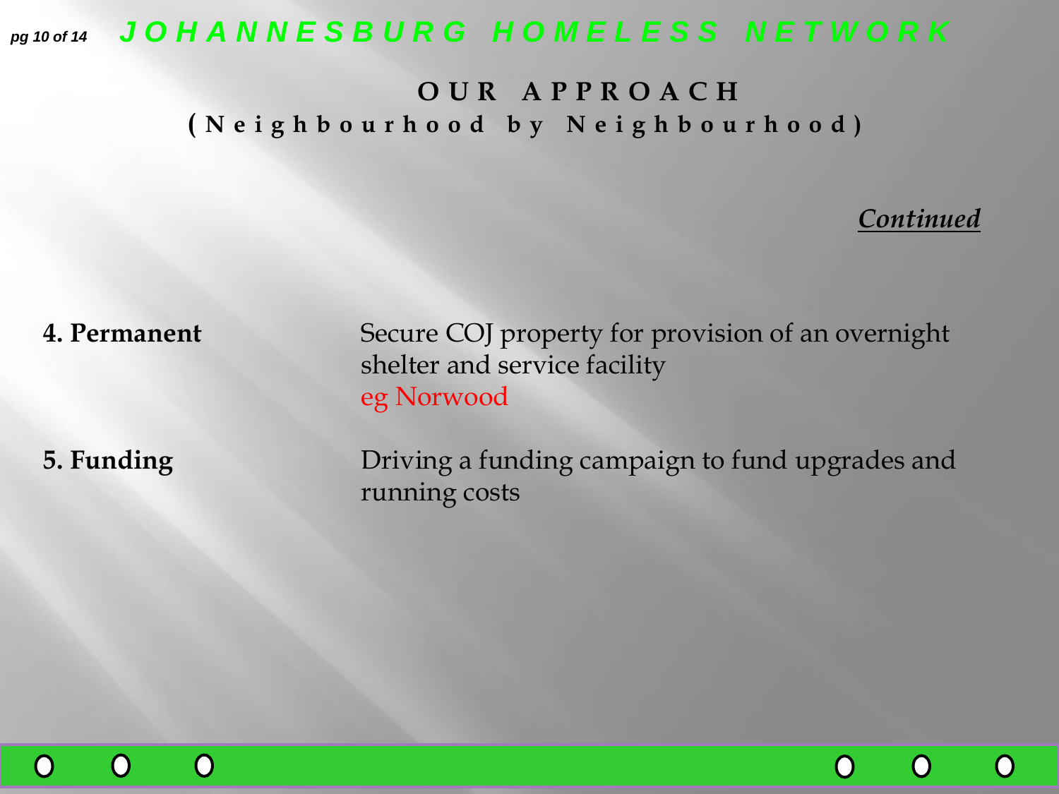## OUR APPROACH
### (Neighbourhood by Neighbourhood)

*Continued*

| | |
|---|---|
| **4. Permanent** | Secure COJ property for provision of an overnight shelter and service facility<br>eg Norwood |
| **5. Funding** | Driving a funding campaign to fund upgrades and running costs |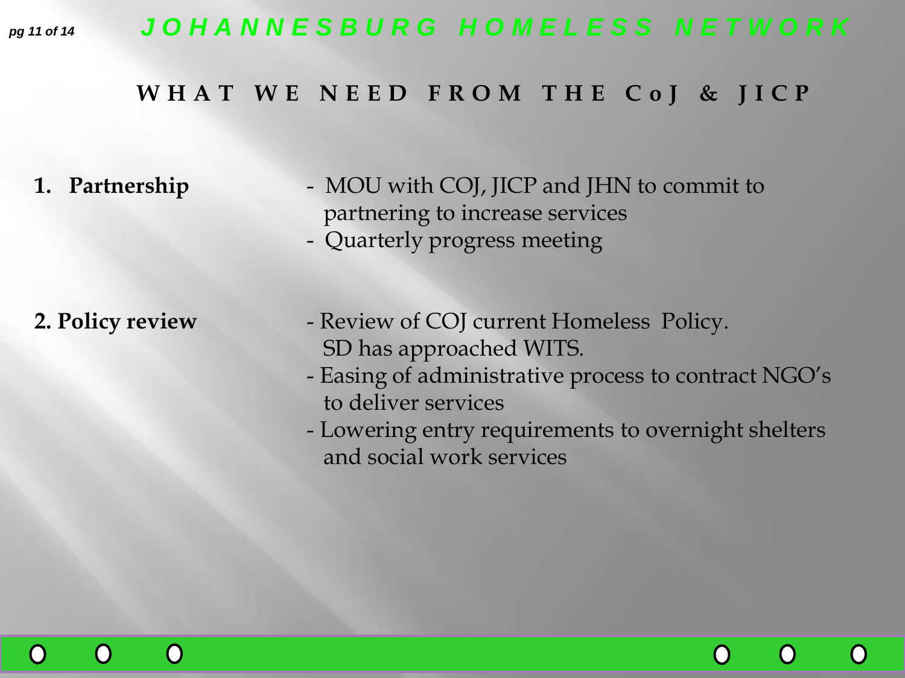# JOHANNESBURG HOMELESS NETWORK

## WHAT WE NEED FROM THE CoJ & JICP

| | |
|---|---|
| **1. Partnership** | - MOU with COJ, JICP and JHN to commit to partnering to increase services<br>- Quarterly progress meeting |
| **2. Policy review** | - Review of COJ current Homeless Policy. SD has approached WITS.<br>- Easing of administrative process to contract NGO's to deliver services<br>- Lowering entry requirements to overnight shelters and social work services |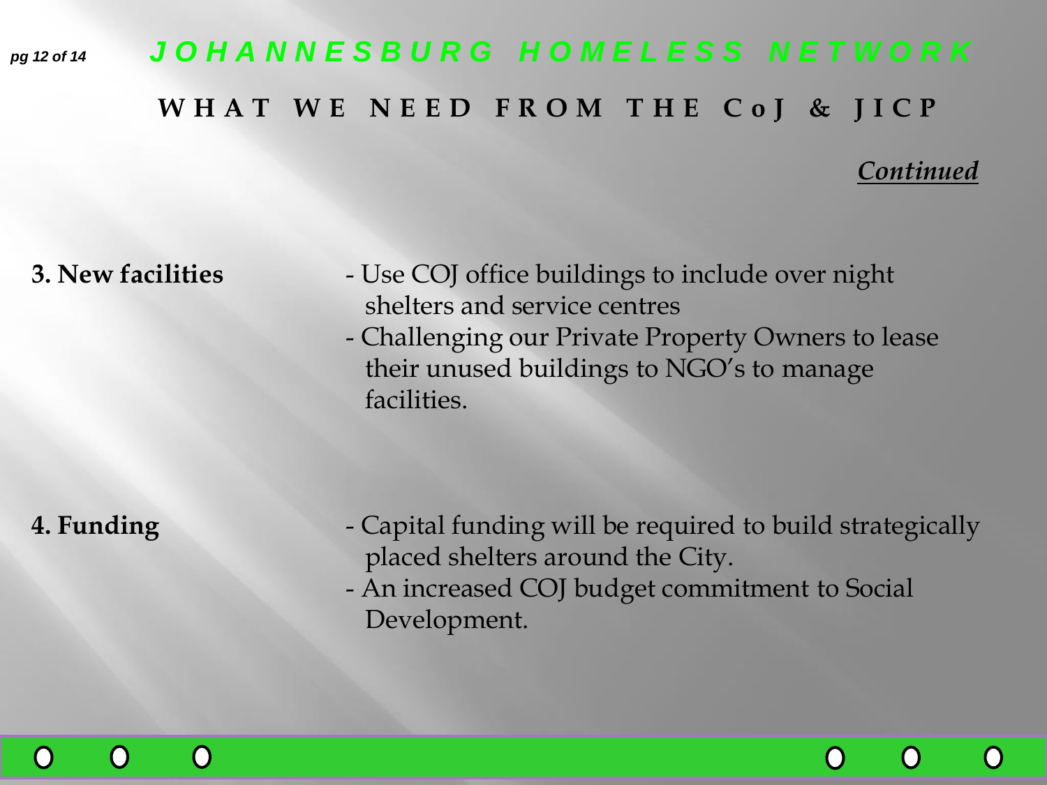## WHAT WE NEED FROM THE CoJ & JICP

*Continued*

**3. New facilities**

- Use COJ office buildings to include over night shelters and service centres
- Challenging our Private Property Owners to lease their unused buildings to NGO's to manage facilities.

**4. Funding**

- Capital funding will be required to build strategically placed shelters around the City.
- An increased COJ budget commitment to Social Development.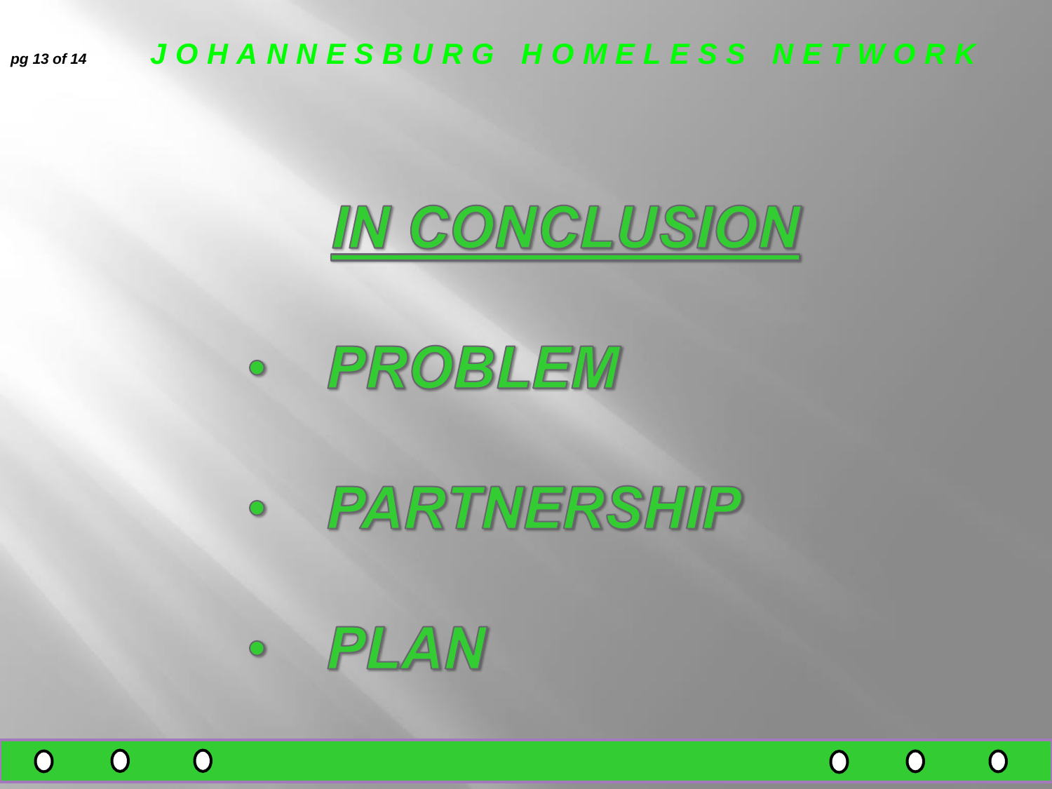# IN CONCLUSION

- PROBLEM
- PARTNERSHIP
- PLAN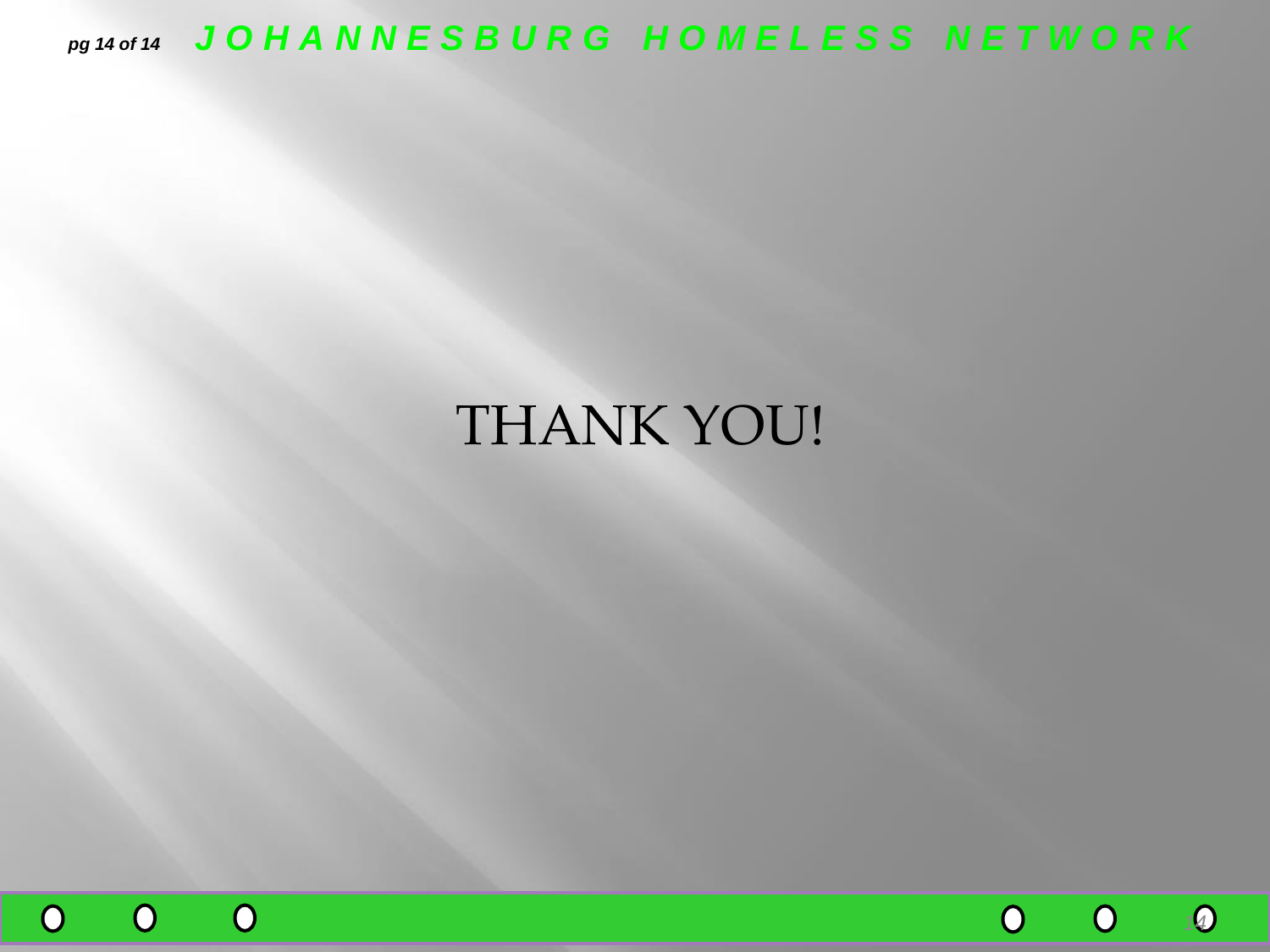THANK YOU!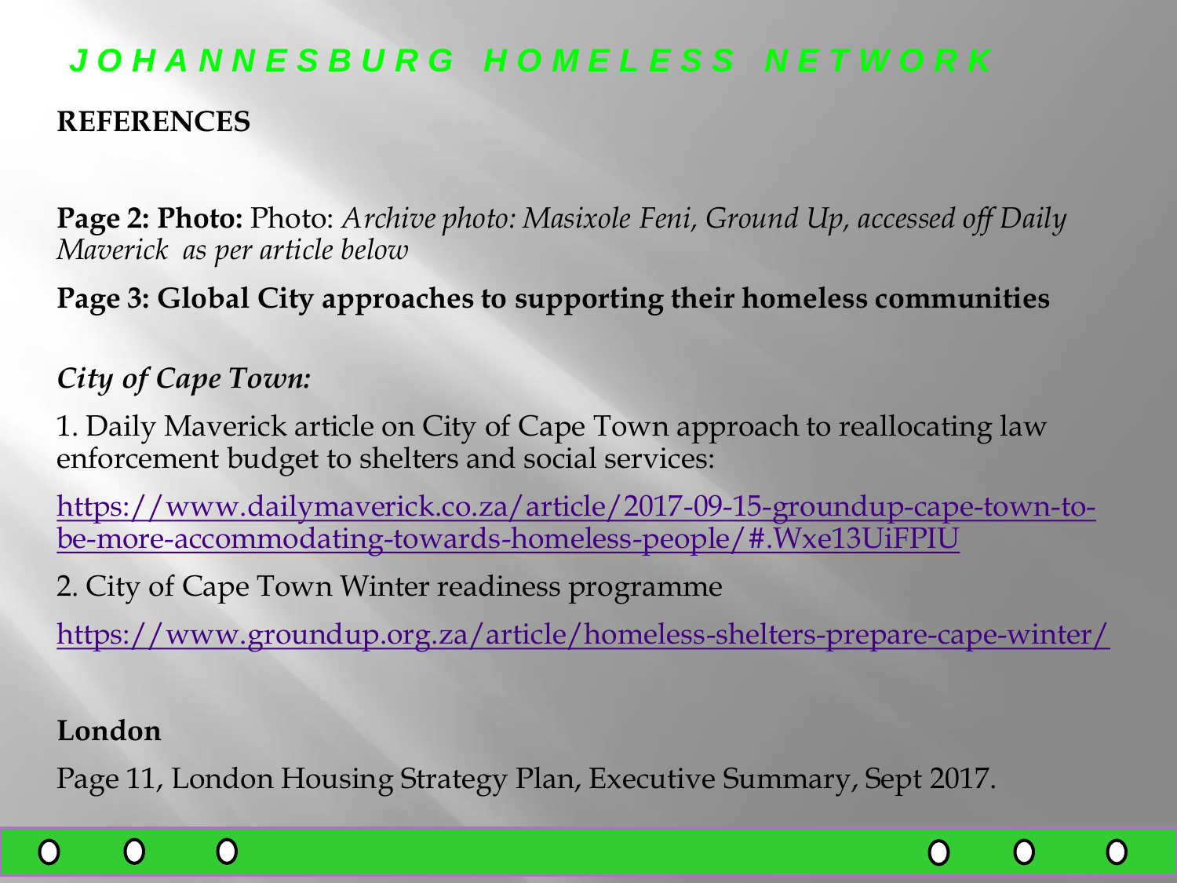JOHANNESBURG HOMELESS NETWORK

## REFERENCES

**Page 2: Photo:** Photo: *Archive photo: Masixole Feni, Ground Up, accessed off Daily Maverick as per article below*

**Page 3: Global City approaches to supporting their homeless communities**

***City of Cape Town:***

1. Daily Maverick article on City of Cape Town approach to reallocating law enforcement budget to shelters and social services:

https://www.dailymaverick.co.za/article/2017-09-15-groundup-cape-town-to-be-more-accommodating-towards-homeless-people/#.Wxe13UiFPIU

2. City of Cape Town Winter readiness programme

https://www.groundup.org.za/article/homeless-shelters-prepare-cape-winter/

**London**

Page 11, London Housing Strategy Plan, Executive Summary, Sept 2017.